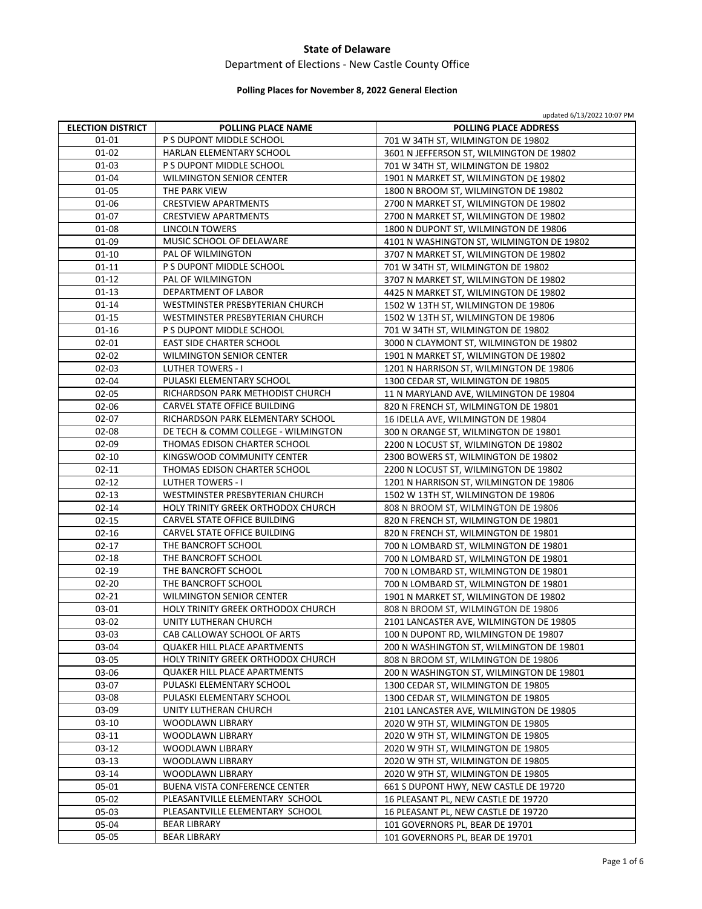# State of Delaware

Department of Elections - New Castle County Office

### Polling Places for November 8, 2022 General Election

updated 6/13/2022 10:07 PM

| ELECTION DISTRICT | POLLING PLACE NAME | POLLING PLACE ADDRESS |
|---|---|---|
| 01-01 | P S DUPONT MIDDLE SCHOOL | 701 W 34TH ST, WILMINGTON DE 19802 |
| 01-02 | HARLAN ELEMENTARY SCHOOL | 3601 N JEFFERSON ST, WILMINGTON DE 19802 |
| 01-03 | P S DUPONT MIDDLE SCHOOL | 701 W 34TH ST, WILMINGTON DE 19802 |
| 01-04 | WILMINGTON SENIOR CENTER | 1901 N MARKET ST, WILMINGTON DE 19802 |
| 01-05 | THE PARK VIEW | 1800 N BROOM ST, WILMINGTON DE 19802 |
| 01-06 | CRESTVIEW APARTMENTS | 2700 N MARKET ST, WILMINGTON DE 19802 |
| 01-07 | CRESTVIEW APARTMENTS | 2700 N MARKET ST, WILMINGTON DE 19802 |
| 01-08 | LINCOLN TOWERS | 1800 N DUPONT ST, WILMINGTON DE 19806 |
| 01-09 | MUSIC SCHOOL OF DELAWARE | 4101 N WASHINGTON ST, WILMINGTON DE 19802 |
| 01-10 | PAL OF WILMINGTON | 3707 N MARKET ST, WILMINGTON DE 19802 |
| 01-11 | P S DUPONT MIDDLE SCHOOL | 701 W 34TH ST, WILMINGTON DE 19802 |
| 01-12 | PAL OF WILMINGTON | 3707 N MARKET ST, WILMINGTON DE 19802 |
| 01-13 | DEPARTMENT OF LABOR | 4425 N MARKET ST, WILMINGTON DE 19802 |
| 01-14 | WESTMINSTER PRESBYTERIAN CHURCH | 1502 W 13TH ST, WILMINGTON DE 19806 |
| 01-15 | WESTMINSTER PRESBYTERIAN CHURCH | 1502 W 13TH ST, WILMINGTON DE 19806 |
| 01-16 | P S DUPONT MIDDLE SCHOOL | 701 W 34TH ST, WILMINGTON DE 19802 |
| 02-01 | EAST SIDE CHARTER SCHOOL | 3000 N CLAYMONT ST, WILMINGTON DE 19802 |
| 02-02 | WILMINGTON SENIOR CENTER | 1901 N MARKET ST, WILMINGTON DE 19802 |
| 02-03 | LUTHER TOWERS - I | 1201 N HARRISON ST, WILMINGTON DE 19806 |
| 02-04 | PULASKI ELEMENTARY SCHOOL | 1300 CEDAR ST, WILMINGTON DE 19805 |
| 02-05 | RICHARDSON PARK METHODIST CHURCH | 11 N MARYLAND AVE, WILMINGTON DE 19804 |
| 02-06 | CARVEL STATE OFFICE BUILDING | 820 N FRENCH ST, WILMINGTON DE 19801 |
| 02-07 | RICHARDSON PARK ELEMENTARY SCHOOL | 16 IDELLA AVE, WILMINGTON DE 19804 |
| 02-08 | DE TECH & COMM COLLEGE - WILMINGTON | 300 N ORANGE ST, WILMINGTON DE 19801 |
| 02-09 | THOMAS EDISON CHARTER SCHOOL | 2200 N LOCUST ST, WILMINGTON DE 19802 |
| 02-10 | KINGSWOOD COMMUNITY CENTER | 2300 BOWERS ST, WILMINGTON DE 19802 |
| 02-11 | THOMAS EDISON CHARTER SCHOOL | 2200 N LOCUST ST, WILMINGTON DE 19802 |
| 02-12 | LUTHER TOWERS - I | 1201 N HARRISON ST, WILMINGTON DE 19806 |
| 02-13 | WESTMINSTER PRESBYTERIAN CHURCH | 1502 W 13TH ST, WILMINGTON DE 19806 |
| 02-14 | HOLY TRINITY GREEK ORTHODOX CHURCH | 808 N BROOM ST, WILMINGTON DE 19806 |
| 02-15 | CARVEL STATE OFFICE BUILDING | 820 N FRENCH ST, WILMINGTON DE 19801 |
| 02-16 | CARVEL STATE OFFICE BUILDING | 820 N FRENCH ST, WILMINGTON DE 19801 |
| 02-17 | THE BANCROFT SCHOOL | 700 N LOMBARD ST, WILMINGTON DE 19801 |
| 02-18 | THE BANCROFT SCHOOL | 700 N LOMBARD ST, WILMINGTON DE 19801 |
| 02-19 | THE BANCROFT SCHOOL | 700 N LOMBARD ST, WILMINGTON DE 19801 |
| 02-20 | THE BANCROFT SCHOOL | 700 N LOMBARD ST, WILMINGTON DE 19801 |
| 02-21 | WILMINGTON SENIOR CENTER | 1901 N MARKET ST, WILMINGTON DE 19802 |
| 03-01 | HOLY TRINITY GREEK ORTHODOX CHURCH | 808 N BROOM ST, WILMINGTON DE 19806 |
| 03-02 | UNITY LUTHERAN CHURCH | 2101 LANCASTER AVE, WILMINGTON DE 19805 |
| 03-03 | CAB CALLOWAY SCHOOL OF ARTS | 100 N DUPONT RD, WILMINGTON DE 19807 |
| 03-04 | QUAKER HILL PLACE APARTMENTS | 200 N WASHINGTON ST, WILMINGTON DE 19801 |
| 03-05 | HOLY TRINITY GREEK ORTHODOX CHURCH | 808 N BROOM ST, WILMINGTON DE 19806 |
| 03-06 | QUAKER HILL PLACE APARTMENTS | 200 N WASHINGTON ST, WILMINGTON DE 19801 |
| 03-07 | PULASKI ELEMENTARY SCHOOL | 1300 CEDAR ST, WILMINGTON DE 19805 |
| 03-08 | PULASKI ELEMENTARY SCHOOL | 1300 CEDAR ST, WILMINGTON DE 19805 |
| 03-09 | UNITY LUTHERAN CHURCH | 2101 LANCASTER AVE, WILMINGTON DE 19805 |
| 03-10 | WOODLAWN LIBRARY | 2020 W 9TH ST, WILMINGTON DE 19805 |
| 03-11 | WOODLAWN LIBRARY | 2020 W 9TH ST, WILMINGTON DE 19805 |
| 03-12 | WOODLAWN LIBRARY | 2020 W 9TH ST, WILMINGTON DE 19805 |
| 03-13 | WOODLAWN LIBRARY | 2020 W 9TH ST, WILMINGTON DE 19805 |
| 03-14 | WOODLAWN LIBRARY | 2020 W 9TH ST, WILMINGTON DE 19805 |
| 05-01 | BUENA VISTA CONFERENCE CENTER | 661 S DUPONT HWY, NEW CASTLE DE 19720 |
| 05-02 | PLEASANTVILLE ELEMENTARY SCHOOL | 16 PLEASANT PL, NEW CASTLE DE 19720 |
| 05-03 | PLEASANTVILLE ELEMENTARY SCHOOL | 16 PLEASANT PL, NEW CASTLE DE 19720 |
| 05-04 | BEAR LIBRARY | 101 GOVERNORS PL, BEAR DE 19701 |
| 05-05 | BEAR LIBRARY | 101 GOVERNORS PL, BEAR DE 19701 |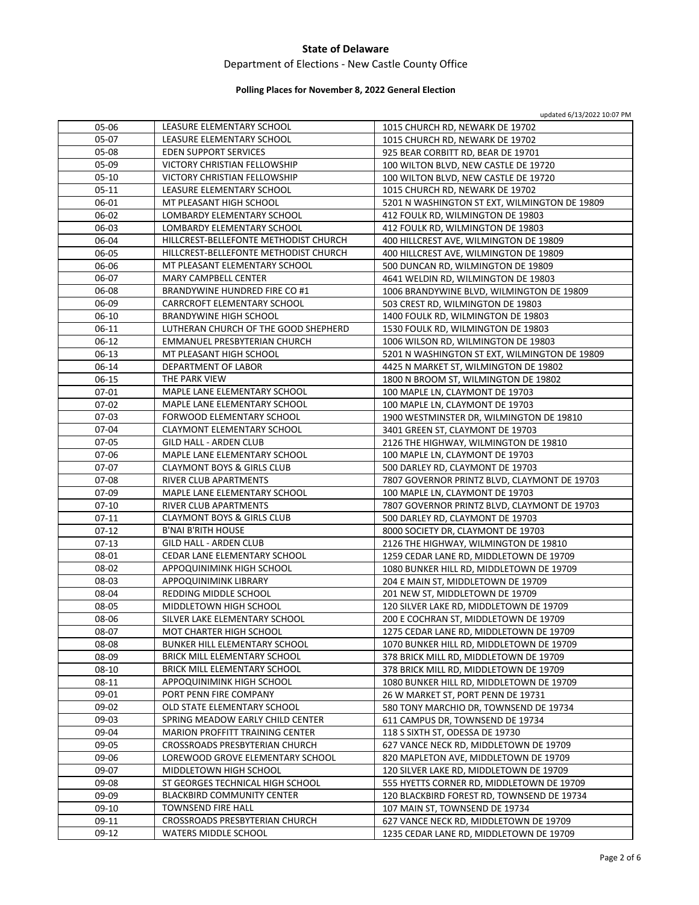**State of Delaware**

Department of Elections - New Castle County Office

**Polling Places for November 8, 2022 General Election**

updated 6/13/2022 10:07 PM

| | | |
|---|---|---|
| 05-06 | LEASURE ELEMENTARY SCHOOL | 1015 CHURCH RD, NEWARK DE 19702 |
| 05-07 | LEASURE ELEMENTARY SCHOOL | 1015 CHURCH RD, NEWARK DE 19702 |
| 05-08 | EDEN SUPPORT SERVICES | 925 BEAR CORBITT RD, BEAR DE 19701 |
| 05-09 | VICTORY CHRISTIAN FELLOWSHIP | 100 WILTON BLVD, NEW CASTLE DE 19720 |
| 05-10 | VICTORY CHRISTIAN FELLOWSHIP | 100 WILTON BLVD, NEW CASTLE DE 19720 |
| 05-11 | LEASURE ELEMENTARY SCHOOL | 1015 CHURCH RD, NEWARK DE 19702 |
| 06-01 | MT PLEASANT HIGH SCHOOL | 5201 N WASHINGTON ST EXT, WILMINGTON DE 19809 |
| 06-02 | LOMBARDY ELEMENTARY SCHOOL | 412 FOULK RD, WILMINGTON DE 19803 |
| 06-03 | LOMBARDY ELEMENTARY SCHOOL | 412 FOULK RD, WILMINGTON DE 19803 |
| 06-04 | HILLCREST-BELLEFONTE METHODIST CHURCH | 400 HILLCREST AVE, WILMINGTON DE 19809 |
| 06-05 | HILLCREST-BELLEFONTE METHODIST CHURCH | 400 HILLCREST AVE, WILMINGTON DE 19809 |
| 06-06 | MT PLEASANT ELEMENTARY SCHOOL | 500 DUNCAN RD, WILMINGTON DE 19809 |
| 06-07 | MARY CAMPBELL CENTER | 4641 WELDIN RD, WILMINGTON DE 19803 |
| 06-08 | BRANDYWINE HUNDRED FIRE CO #1 | 1006 BRANDYWINE BLVD, WILMINGTON DE 19809 |
| 06-09 | CARRCROFT ELEMENTARY SCHOOL | 503 CREST RD, WILMINGTON DE 19803 |
| 06-10 | BRANDYWINE HIGH SCHOOL | 1400 FOULK RD, WILMINGTON DE 19803 |
| 06-11 | LUTHERAN CHURCH OF THE GOOD SHEPHERD | 1530 FOULK RD, WILMINGTON DE 19803 |
| 06-12 | EMMANUEL PRESBYTERIAN CHURCH | 1006 WILSON RD, WILMINGTON DE 19803 |
| 06-13 | MT PLEASANT HIGH SCHOOL | 5201 N WASHINGTON ST EXT, WILMINGTON DE 19809 |
| 06-14 | DEPARTMENT OF LABOR | 4425 N MARKET ST, WILMINGTON DE 19802 |
| 06-15 | THE PARK VIEW | 1800 N BROOM ST, WILMINGTON DE 19802 |
| 07-01 | MAPLE LANE ELEMENTARY SCHOOL | 100 MAPLE LN, CLAYMONT DE 19703 |
| 07-02 | MAPLE LANE ELEMENTARY SCHOOL | 100 MAPLE LN, CLAYMONT DE 19703 |
| 07-03 | FORWOOD ELEMENTARY SCHOOL | 1900 WESTMINSTER DR, WILMINGTON DE 19810 |
| 07-04 | CLAYMONT ELEMENTARY SCHOOL | 3401 GREEN ST, CLAYMONT DE 19703 |
| 07-05 | GILD HALL - ARDEN CLUB | 2126 THE HIGHWAY, WILMINGTON DE 19810 |
| 07-06 | MAPLE LANE ELEMENTARY SCHOOL | 100 MAPLE LN, CLAYMONT DE 19703 |
| 07-07 | CLAYMONT BOYS & GIRLS CLUB | 500 DARLEY RD, CLAYMONT DE 19703 |
| 07-08 | RIVER CLUB APARTMENTS | 7807 GOVERNOR PRINTZ BLVD, CLAYMONT DE 19703 |
| 07-09 | MAPLE LANE ELEMENTARY SCHOOL | 100 MAPLE LN, CLAYMONT DE 19703 |
| 07-10 | RIVER CLUB APARTMENTS | 7807 GOVERNOR PRINTZ BLVD, CLAYMONT DE 19703 |
| 07-11 | CLAYMONT BOYS & GIRLS CLUB | 500 DARLEY RD, CLAYMONT DE 19703 |
| 07-12 | B'NAI B'RITH HOUSE | 8000 SOCIETY DR, CLAYMONT DE 19703 |
| 07-13 | GILD HALL - ARDEN CLUB | 2126 THE HIGHWAY, WILMINGTON DE 19810 |
| 08-01 | CEDAR LANE ELEMENTARY SCHOOL | 1259 CEDAR LANE RD, MIDDLETOWN DE 19709 |
| 08-02 | APPOQUINIMINK HIGH SCHOOL | 1080 BUNKER HILL RD, MIDDLETOWN DE 19709 |
| 08-03 | APPOQUINIMINK LIBRARY | 204 E MAIN ST, MIDDLETOWN DE 19709 |
| 08-04 | REDDING MIDDLE SCHOOL | 201 NEW ST, MIDDLETOWN DE 19709 |
| 08-05 | MIDDLETOWN HIGH SCHOOL | 120 SILVER LAKE RD, MIDDLETOWN DE 19709 |
| 08-06 | SILVER LAKE ELEMENTARY SCHOOL | 200 E COCHRAN ST, MIDDLETOWN DE 19709 |
| 08-07 | MOT CHARTER HIGH SCHOOL | 1275 CEDAR LANE RD, MIDDLETOWN DE 19709 |
| 08-08 | BUNKER HILL ELEMENTARY SCHOOL | 1070 BUNKER HILL RD, MIDDLETOWN DE 19709 |
| 08-09 | BRICK MILL ELEMENTARY SCHOOL | 378 BRICK MILL RD, MIDDLETOWN DE 19709 |
| 08-10 | BRICK MILL ELEMENTARY SCHOOL | 378 BRICK MILL RD, MIDDLETOWN DE 19709 |
| 08-11 | APPOQUINIMINK HIGH SCHOOL | 1080 BUNKER HILL RD, MIDDLETOWN DE 19709 |
| 09-01 | PORT PENN FIRE COMPANY | 26 W MARKET ST, PORT PENN DE 19731 |
| 09-02 | OLD STATE ELEMENTARY SCHOOL | 580 TONY MARCHIO DR, TOWNSEND DE 19734 |
| 09-03 | SPRING MEADOW EARLY CHILD CENTER | 611 CAMPUS DR, TOWNSEND DE 19734 |
| 09-04 | MARION PROFFITT TRAINING CENTER | 118 S SIXTH ST, ODESSA DE 19730 |
| 09-05 | CROSSROADS PRESBYTERIAN CHURCH | 627 VANCE NECK RD, MIDDLETOWN DE 19709 |
| 09-06 | LOREWOOD GROVE ELEMENTARY SCHOOL | 820 MAPLETON AVE, MIDDLETOWN DE 19709 |
| 09-07 | MIDDLETOWN HIGH SCHOOL | 120 SILVER LAKE RD, MIDDLETOWN DE 19709 |
| 09-08 | ST GEORGES TECHNICAL HIGH SCHOOL | 555 HYETTS CORNER RD, MIDDLETOWN DE 19709 |
| 09-09 | BLACKBIRD COMMUNITY CENTER | 120 BLACKBIRD FOREST RD, TOWNSEND DE 19734 |
| 09-10 | TOWNSEND FIRE HALL | 107 MAIN ST, TOWNSEND DE 19734 |
| 09-11 | CROSSROADS PRESBYTERIAN CHURCH | 627 VANCE NECK RD, MIDDLETOWN DE 19709 |
| 09-12 | WATERS MIDDLE SCHOOL | 1235 CEDAR LANE RD, MIDDLETOWN DE 19709 |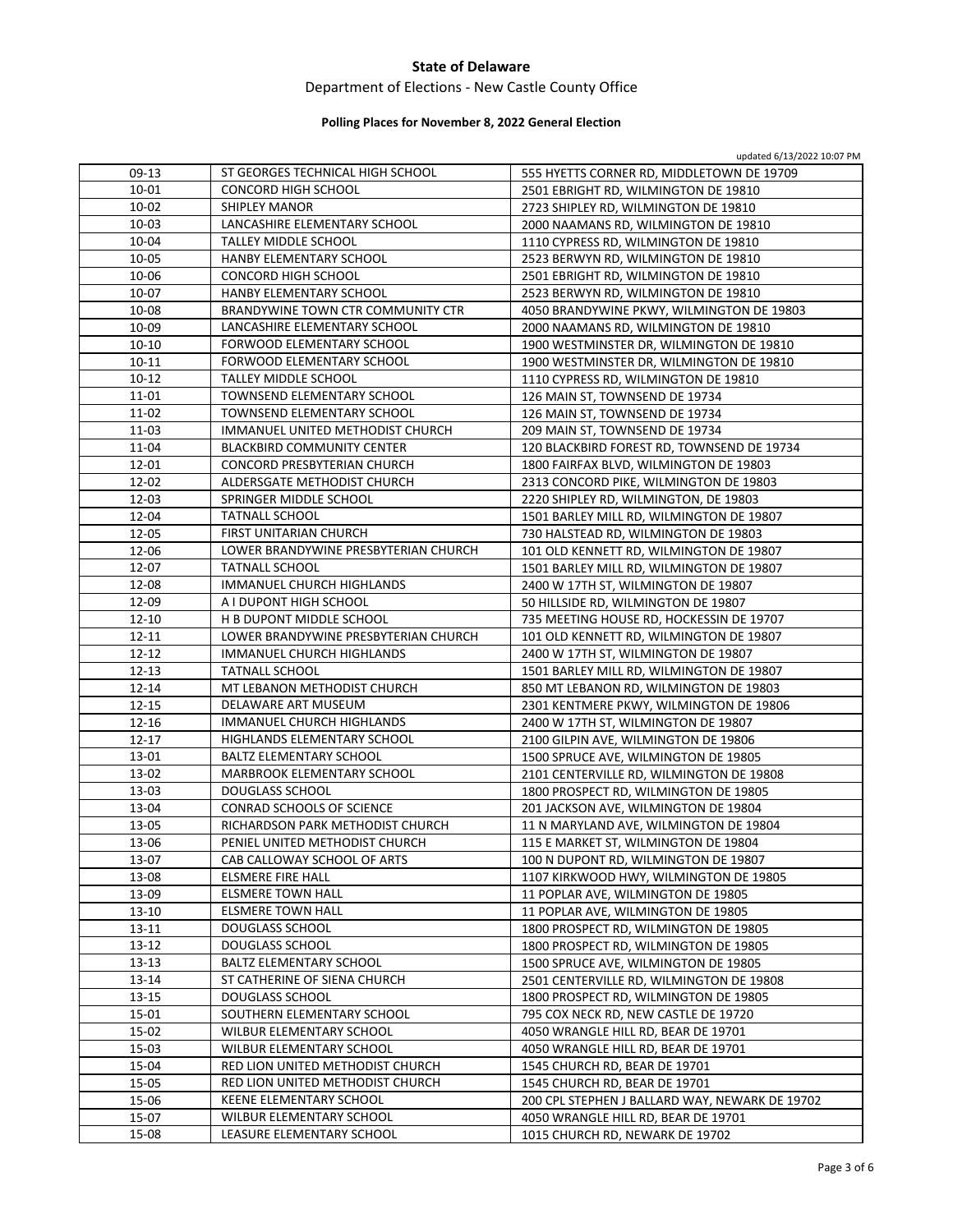# State of Delaware

Department of Elections - New Castle County Office

**Polling Places for November 8, 2022 General Election**

updated 6/13/2022 10:07 PM

| | | |
|---|---|---|
| 09-13 | ST GEORGES TECHNICAL HIGH SCHOOL | 555 HYETTS CORNER RD, MIDDLETOWN DE 19709 |
| 10-01 | CONCORD HIGH SCHOOL | 2501 EBRIGHT RD, WILMINGTON DE 19810 |
| 10-02 | SHIPLEY MANOR | 2723 SHIPLEY RD, WILMINGTON DE 19810 |
| 10-03 | LANCASHIRE ELEMENTARY SCHOOL | 2000 NAAMANS RD, WILMINGTON DE 19810 |
| 10-04 | TALLEY MIDDLE SCHOOL | 1110 CYPRESS RD, WILMINGTON DE 19810 |
| 10-05 | HANBY ELEMENTARY SCHOOL | 2523 BERWYN RD, WILMINGTON DE 19810 |
| 10-06 | CONCORD HIGH SCHOOL | 2501 EBRIGHT RD, WILMINGTON DE 19810 |
| 10-07 | HANBY ELEMENTARY SCHOOL | 2523 BERWYN RD, WILMINGTON DE 19810 |
| 10-08 | BRANDYWINE TOWN CTR COMMUNITY CTR | 4050 BRANDYWINE PKWY, WILMINGTON DE 19803 |
| 10-09 | LANCASHIRE ELEMENTARY SCHOOL | 2000 NAAMANS RD, WILMINGTON DE 19810 |
| 10-10 | FORWOOD ELEMENTARY SCHOOL | 1900 WESTMINSTER DR, WILMINGTON DE 19810 |
| 10-11 | FORWOOD ELEMENTARY SCHOOL | 1900 WESTMINSTER DR, WILMINGTON DE 19810 |
| 10-12 | TALLEY MIDDLE SCHOOL | 1110 CYPRESS RD, WILMINGTON DE 19810 |
| 11-01 | TOWNSEND ELEMENTARY SCHOOL | 126 MAIN ST, TOWNSEND DE 19734 |
| 11-02 | TOWNSEND ELEMENTARY SCHOOL | 126 MAIN ST, TOWNSEND DE 19734 |
| 11-03 | IMMANUEL UNITED METHODIST CHURCH | 209 MAIN ST, TOWNSEND DE 19734 |
| 11-04 | BLACKBIRD COMMUNITY CENTER | 120 BLACKBIRD FOREST RD, TOWNSEND DE 19734 |
| 12-01 | CONCORD PRESBYTERIAN CHURCH | 1800 FAIRFAX BLVD, WILMINGTON DE 19803 |
| 12-02 | ALDERSGATE METHODIST CHURCH | 2313 CONCORD PIKE, WILMINGTON DE 19803 |
| 12-03 | SPRINGER MIDDLE SCHOOL | 2220 SHIPLEY RD, WILMINGTON, DE 19803 |
| 12-04 | TATNALL SCHOOL | 1501 BARLEY MILL RD, WILMINGTON DE 19807 |
| 12-05 | FIRST UNITARIAN CHURCH | 730 HALSTEAD RD, WILMINGTON DE 19803 |
| 12-06 | LOWER BRANDYWINE PRESBYTERIAN CHURCH | 101 OLD KENNETT RD, WILMINGTON DE 19807 |
| 12-07 | TATNALL SCHOOL | 1501 BARLEY MILL RD, WILMINGTON DE 19807 |
| 12-08 | IMMANUEL CHURCH HIGHLANDS | 2400 W 17TH ST, WILMINGTON DE 19807 |
| 12-09 | A I DUPONT HIGH SCHOOL | 50 HILLSIDE RD, WILMINGTON DE 19807 |
| 12-10 | H B DUPONT MIDDLE SCHOOL | 735 MEETING HOUSE RD, HOCKESSIN DE 19707 |
| 12-11 | LOWER BRANDYWINE PRESBYTERIAN CHURCH | 101 OLD KENNETT RD, WILMINGTON DE 19807 |
| 12-12 | IMMANUEL CHURCH HIGHLANDS | 2400 W 17TH ST, WILMINGTON DE 19807 |
| 12-13 | TATNALL SCHOOL | 1501 BARLEY MILL RD, WILMINGTON DE 19807 |
| 12-14 | MT LEBANON METHODIST CHURCH | 850 MT LEBANON RD, WILMINGTON DE 19803 |
| 12-15 | DELAWARE ART MUSEUM | 2301 KENTMERE PKWY, WILMINGTON DE 19806 |
| 12-16 | IMMANUEL CHURCH HIGHLANDS | 2400 W 17TH ST, WILMINGTON DE 19807 |
| 12-17 | HIGHLANDS ELEMENTARY SCHOOL | 2100 GILPIN AVE, WILMINGTON DE 19806 |
| 13-01 | BALTZ ELEMENTARY SCHOOL | 1500 SPRUCE AVE, WILMINGTON DE 19805 |
| 13-02 | MARBROOK ELEMENTARY SCHOOL | 2101 CENTERVILLE RD, WILMINGTON DE 19808 |
| 13-03 | DOUGLASS SCHOOL | 1800 PROSPECT RD, WILMINGTON DE 19805 |
| 13-04 | CONRAD SCHOOLS OF SCIENCE | 201 JACKSON AVE, WILMINGTON DE 19804 |
| 13-05 | RICHARDSON PARK METHODIST CHURCH | 11 N MARYLAND AVE, WILMINGTON DE 19804 |
| 13-06 | PENIEL UNITED METHODIST CHURCH | 115 E MARKET ST, WILMINGTON DE 19804 |
| 13-07 | CAB CALLOWAY SCHOOL OF ARTS | 100 N DUPONT RD, WILMINGTON DE 19807 |
| 13-08 | ELSMERE FIRE HALL | 1107 KIRKWOOD HWY, WILMINGTON DE 19805 |
| 13-09 | ELSMERE TOWN HALL | 11 POPLAR AVE, WILMINGTON DE 19805 |
| 13-10 | ELSMERE TOWN HALL | 11 POPLAR AVE, WILMINGTON DE 19805 |
| 13-11 | DOUGLASS SCHOOL | 1800 PROSPECT RD, WILMINGTON DE 19805 |
| 13-12 | DOUGLASS SCHOOL | 1800 PROSPECT RD, WILMINGTON DE 19805 |
| 13-13 | BALTZ ELEMENTARY SCHOOL | 1500 SPRUCE AVE, WILMINGTON DE 19805 |
| 13-14 | ST CATHERINE OF SIENA CHURCH | 2501 CENTERVILLE RD, WILMINGTON DE 19808 |
| 13-15 | DOUGLASS SCHOOL | 1800 PROSPECT RD, WILMINGTON DE 19805 |
| 15-01 | SOUTHERN ELEMENTARY SCHOOL | 795 COX NECK RD, NEW CASTLE DE 19720 |
| 15-02 | WILBUR ELEMENTARY SCHOOL | 4050 WRANGLE HILL RD, BEAR DE 19701 |
| 15-03 | WILBUR ELEMENTARY SCHOOL | 4050 WRANGLE HILL RD, BEAR DE 19701 |
| 15-04 | RED LION UNITED METHODIST CHURCH | 1545 CHURCH RD, BEAR DE 19701 |
| 15-05 | RED LION UNITED METHODIST CHURCH | 1545 CHURCH RD, BEAR DE 19701 |
| 15-06 | KEENE ELEMENTARY SCHOOL | 200 CPL STEPHEN J BALLARD WAY, NEWARK DE 19702 |
| 15-07 | WILBUR ELEMENTARY SCHOOL | 4050 WRANGLE HILL RD, BEAR DE 19701 |
| 15-08 | LEASURE ELEMENTARY SCHOOL | 1015 CHURCH RD, NEWARK DE 19702 |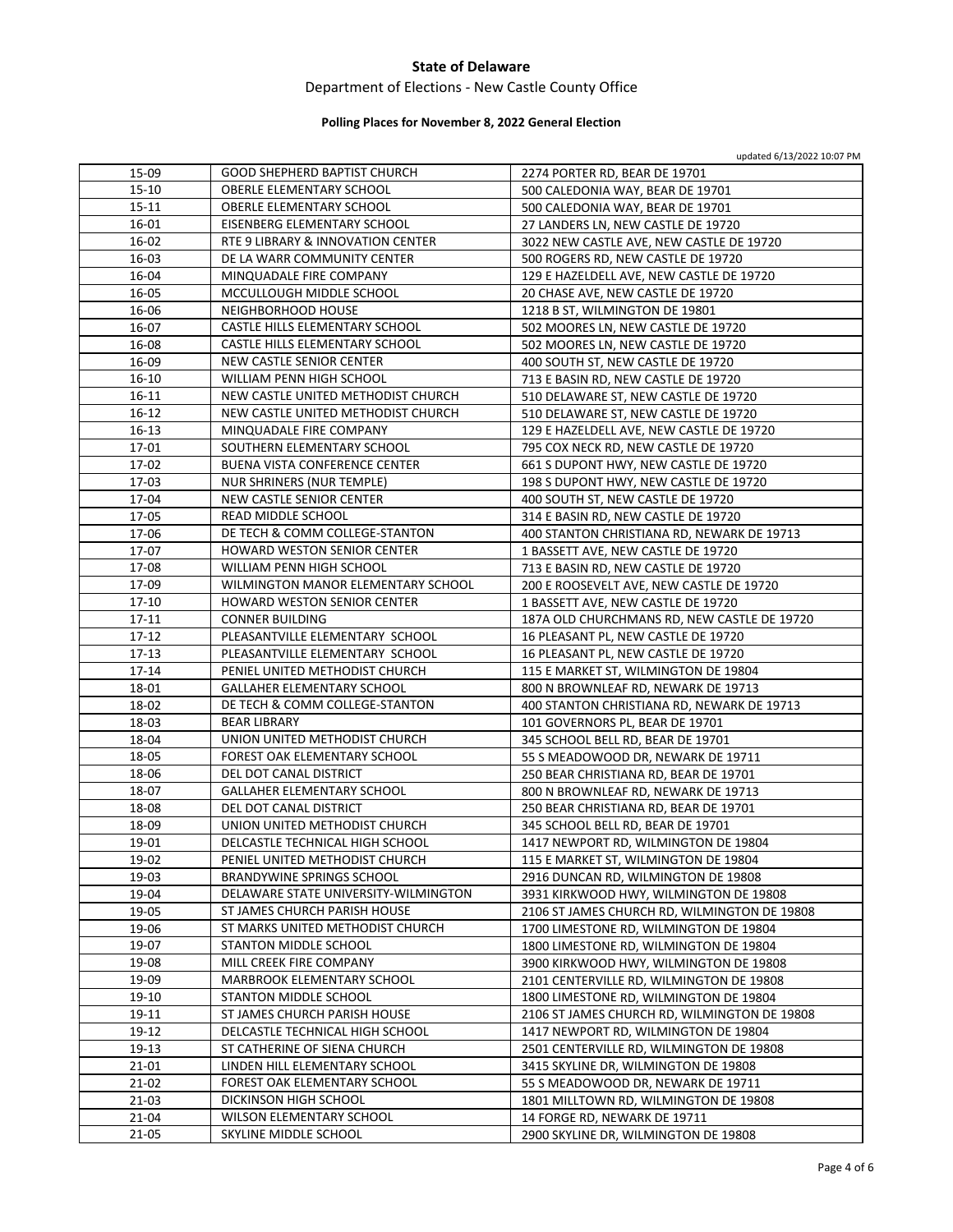**State of Delaware**

Department of Elections - New Castle County Office

**Polling Places for November 8, 2022 General Election**

updated 6/13/2022 10:07 PM

| | | |
|---|---|---|
| 15-09 | GOOD SHEPHERD BAPTIST CHURCH | 2274 PORTER RD, BEAR DE 19701 |
| 15-10 | OBERLE ELEMENTARY SCHOOL | 500 CALEDONIA WAY, BEAR DE 19701 |
| 15-11 | OBERLE ELEMENTARY SCHOOL | 500 CALEDONIA WAY, BEAR DE 19701 |
| 16-01 | EISENBERG ELEMENTARY SCHOOL | 27 LANDERS LN, NEW CASTLE DE 19720 |
| 16-02 | RTE 9 LIBRARY & INNOVATION CENTER | 3022 NEW CASTLE AVE, NEW CASTLE DE 19720 |
| 16-03 | DE LA WARR COMMUNITY CENTER | 500 ROGERS RD, NEW CASTLE DE 19720 |
| 16-04 | MINQUADALE FIRE COMPANY | 129 E HAZELDELL AVE, NEW CASTLE DE 19720 |
| 16-05 | MCCULLOUGH MIDDLE SCHOOL | 20 CHASE AVE, NEW CASTLE DE 19720 |
| 16-06 | NEIGHBORHOOD HOUSE | 1218 B ST, WILMINGTON DE 19801 |
| 16-07 | CASTLE HILLS ELEMENTARY SCHOOL | 502 MOORES LN, NEW CASTLE DE 19720 |
| 16-08 | CASTLE HILLS ELEMENTARY SCHOOL | 502 MOORES LN, NEW CASTLE DE 19720 |
| 16-09 | NEW CASTLE SENIOR CENTER | 400 SOUTH ST, NEW CASTLE DE 19720 |
| 16-10 | WILLIAM PENN HIGH SCHOOL | 713 E BASIN RD, NEW CASTLE DE 19720 |
| 16-11 | NEW CASTLE UNITED METHODIST CHURCH | 510 DELAWARE ST, NEW CASTLE DE 19720 |
| 16-12 | NEW CASTLE UNITED METHODIST CHURCH | 510 DELAWARE ST, NEW CASTLE DE 19720 |
| 16-13 | MINQUADALE FIRE COMPANY | 129 E HAZELDELL AVE, NEW CASTLE DE 19720 |
| 17-01 | SOUTHERN ELEMENTARY SCHOOL | 795 COX NECK RD, NEW CASTLE DE 19720 |
| 17-02 | BUENA VISTA CONFERENCE CENTER | 661 S DUPONT HWY, NEW CASTLE DE 19720 |
| 17-03 | NUR SHRINERS (NUR TEMPLE) | 198 S DUPONT HWY, NEW CASTLE DE 19720 |
| 17-04 | NEW CASTLE SENIOR CENTER | 400 SOUTH ST, NEW CASTLE DE 19720 |
| 17-05 | READ MIDDLE SCHOOL | 314 E BASIN RD, NEW CASTLE DE 19720 |
| 17-06 | DE TECH & COMM COLLEGE-STANTON | 400 STANTON CHRISTIANA RD, NEWARK DE 19713 |
| 17-07 | HOWARD WESTON SENIOR CENTER | 1 BASSETT AVE, NEW CASTLE DE 19720 |
| 17-08 | WILLIAM PENN HIGH SCHOOL | 713 E BASIN RD, NEW CASTLE DE 19720 |
| 17-09 | WILMINGTON MANOR ELEMENTARY SCHOOL | 200 E ROOSEVELT AVE, NEW CASTLE DE 19720 |
| 17-10 | HOWARD WESTON SENIOR CENTER | 1 BASSETT AVE, NEW CASTLE DE 19720 |
| 17-11 | CONNER BUILDING | 187A OLD CHURCHMANS RD, NEW CASTLE DE 19720 |
| 17-12 | PLEASANTVILLE ELEMENTARY SCHOOL | 16 PLEASANT PL, NEW CASTLE DE 19720 |
| 17-13 | PLEASANTVILLE ELEMENTARY SCHOOL | 16 PLEASANT PL, NEW CASTLE DE 19720 |
| 17-14 | PENIEL UNITED METHODIST CHURCH | 115 E MARKET ST, WILMINGTON DE 19804 |
| 18-01 | GALLAHER ELEMENTARY SCHOOL | 800 N BROWNLEAF RD, NEWARK DE 19713 |
| 18-02 | DE TECH & COMM COLLEGE-STANTON | 400 STANTON CHRISTIANA RD, NEWARK DE 19713 |
| 18-03 | BEAR LIBRARY | 101 GOVERNORS PL, BEAR DE 19701 |
| 18-04 | UNION UNITED METHODIST CHURCH | 345 SCHOOL BELL RD, BEAR DE 19701 |
| 18-05 | FOREST OAK ELEMENTARY SCHOOL | 55 S MEADOWOOD DR, NEWARK DE 19711 |
| 18-06 | DEL DOT CANAL DISTRICT | 250 BEAR CHRISTIANA RD, BEAR DE 19701 |
| 18-07 | GALLAHER ELEMENTARY SCHOOL | 800 N BROWNLEAF RD, NEWARK DE 19713 |
| 18-08 | DEL DOT CANAL DISTRICT | 250 BEAR CHRISTIANA RD, BEAR DE 19701 |
| 18-09 | UNION UNITED METHODIST CHURCH | 345 SCHOOL BELL RD, BEAR DE 19701 |
| 19-01 | DELCASTLE TECHNICAL HIGH SCHOOL | 1417 NEWPORT RD, WILMINGTON DE 19804 |
| 19-02 | PENIEL UNITED METHODIST CHURCH | 115 E MARKET ST, WILMINGTON DE 19804 |
| 19-03 | BRANDYWINE SPRINGS SCHOOL | 2916 DUNCAN RD, WILMINGTON DE 19808 |
| 19-04 | DELAWARE STATE UNIVERSITY-WILMINGTON | 3931 KIRKWOOD HWY, WILMINGTON DE 19808 |
| 19-05 | ST JAMES CHURCH PARISH HOUSE | 2106 ST JAMES CHURCH RD, WILMINGTON DE 19808 |
| 19-06 | ST MARKS UNITED METHODIST CHURCH | 1700 LIMESTONE RD, WILMINGTON DE 19804 |
| 19-07 | STANTON MIDDLE SCHOOL | 1800 LIMESTONE RD, WILMINGTON DE 19804 |
| 19-08 | MILL CREEK FIRE COMPANY | 3900 KIRKWOOD HWY, WILMINGTON DE 19808 |
| 19-09 | MARBROOK ELEMENTARY SCHOOL | 2101 CENTERVILLE RD, WILMINGTON DE 19808 |
| 19-10 | STANTON MIDDLE SCHOOL | 1800 LIMESTONE RD, WILMINGTON DE 19804 |
| 19-11 | ST JAMES CHURCH PARISH HOUSE | 2106 ST JAMES CHURCH RD, WILMINGTON DE 19808 |
| 19-12 | DELCASTLE TECHNICAL HIGH SCHOOL | 1417 NEWPORT RD, WILMINGTON DE 19804 |
| 19-13 | ST CATHERINE OF SIENA CHURCH | 2501 CENTERVILLE RD, WILMINGTON DE 19808 |
| 21-01 | LINDEN HILL ELEMENTARY SCHOOL | 3415 SKYLINE DR, WILMINGTON DE 19808 |
| 21-02 | FOREST OAK ELEMENTARY SCHOOL | 55 S MEADOWOOD DR, NEWARK DE 19711 |
| 21-03 | DICKINSON HIGH SCHOOL | 1801 MILLTOWN RD, WILMINGTON DE 19808 |
| 21-04 | WILSON ELEMENTARY SCHOOL | 14 FORGE RD, NEWARK DE 19711 |
| 21-05 | SKYLINE MIDDLE SCHOOL | 2900 SKYLINE DR, WILMINGTON DE 19808 |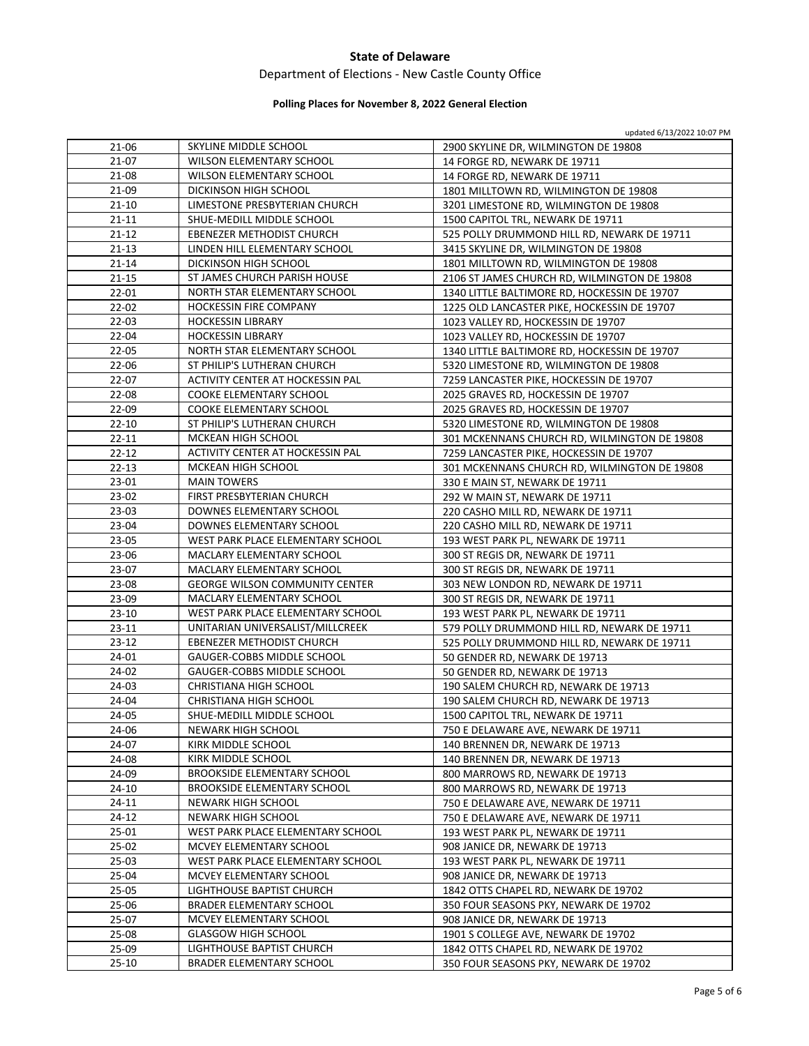**State of Delaware**

Department of Elections - New Castle County Office

**Polling Places for November 8, 2022 General Election**

updated 6/13/2022 10:07 PM

| | | |
|---|---|---|
| 21-06 | SKYLINE MIDDLE SCHOOL | 2900 SKYLINE DR, WILMINGTON DE 19808 |
| 21-07 | WILSON ELEMENTARY SCHOOL | 14 FORGE RD, NEWARK DE 19711 |
| 21-08 | WILSON ELEMENTARY SCHOOL | 14 FORGE RD, NEWARK DE 19711 |
| 21-09 | DICKINSON HIGH SCHOOL | 1801 MILLTOWN RD, WILMINGTON DE 19808 |
| 21-10 | LIMESTONE PRESBYTERIAN CHURCH | 3201 LIMESTONE RD, WILMINGTON DE 19808 |
| 21-11 | SHUE-MEDILL MIDDLE SCHOOL | 1500 CAPITOL TRL, NEWARK DE 19711 |
| 21-12 | EBENEZER METHODIST CHURCH | 525 POLLY DRUMMOND HILL RD, NEWARK DE 19711 |
| 21-13 | LINDEN HILL ELEMENTARY SCHOOL | 3415 SKYLINE DR, WILMINGTON DE 19808 |
| 21-14 | DICKINSON HIGH SCHOOL | 1801 MILLTOWN RD, WILMINGTON DE 19808 |
| 21-15 | ST JAMES CHURCH PARISH HOUSE | 2106 ST JAMES CHURCH RD, WILMINGTON DE 19808 |
| 22-01 | NORTH STAR ELEMENTARY SCHOOL | 1340 LITTLE BALTIMORE RD, HOCKESSIN DE 19707 |
| 22-02 | HOCKESSIN FIRE COMPANY | 1225 OLD LANCASTER PIKE, HOCKESSIN DE 19707 |
| 22-03 | HOCKESSIN LIBRARY | 1023 VALLEY RD, HOCKESSIN DE 19707 |
| 22-04 | HOCKESSIN LIBRARY | 1023 VALLEY RD, HOCKESSIN DE 19707 |
| 22-05 | NORTH STAR ELEMENTARY SCHOOL | 1340 LITTLE BALTIMORE RD, HOCKESSIN DE 19707 |
| 22-06 | ST PHILIP'S LUTHERAN CHURCH | 5320 LIMESTONE RD, WILMINGTON DE 19808 |
| 22-07 | ACTIVITY CENTER AT HOCKESSIN PAL | 7259 LANCASTER PIKE, HOCKESSIN DE 19707 |
| 22-08 | COOKE ELEMENTARY SCHOOL | 2025 GRAVES RD, HOCKESSIN DE 19707 |
| 22-09 | COOKE ELEMENTARY SCHOOL | 2025 GRAVES RD, HOCKESSIN DE 19707 |
| 22-10 | ST PHILIP'S LUTHERAN CHURCH | 5320 LIMESTONE RD, WILMINGTON DE 19808 |
| 22-11 | MCKEAN HIGH SCHOOL | 301 MCKENNANS CHURCH RD, WILMINGTON DE 19808 |
| 22-12 | ACTIVITY CENTER AT HOCKESSIN PAL | 7259 LANCASTER PIKE, HOCKESSIN DE 19707 |
| 22-13 | MCKEAN HIGH SCHOOL | 301 MCKENNANS CHURCH RD, WILMINGTON DE 19808 |
| 23-01 | MAIN TOWERS | 330 E MAIN ST, NEWARK DE 19711 |
| 23-02 | FIRST PRESBYTERIAN CHURCH | 292 W MAIN ST, NEWARK DE 19711 |
| 23-03 | DOWNES ELEMENTARY SCHOOL | 220 CASHO MILL RD, NEWARK DE 19711 |
| 23-04 | DOWNES ELEMENTARY SCHOOL | 220 CASHO MILL RD, NEWARK DE 19711 |
| 23-05 | WEST PARK PLACE ELEMENTARY SCHOOL | 193 WEST PARK PL, NEWARK DE 19711 |
| 23-06 | MACLARY ELEMENTARY SCHOOL | 300 ST REGIS DR, NEWARK DE 19711 |
| 23-07 | MACLARY ELEMENTARY SCHOOL | 300 ST REGIS DR, NEWARK DE 19711 |
| 23-08 | GEORGE WILSON COMMUNITY CENTER | 303 NEW LONDON RD, NEWARK DE 19711 |
| 23-09 | MACLARY ELEMENTARY SCHOOL | 300 ST REGIS DR, NEWARK DE 19711 |
| 23-10 | WEST PARK PLACE ELEMENTARY SCHOOL | 193 WEST PARK PL, NEWARK DE 19711 |
| 23-11 | UNITARIAN UNIVERSALIST/MILLCREEK | 579 POLLY DRUMMOND HILL RD, NEWARK DE 19711 |
| 23-12 | EBENEZER METHODIST CHURCH | 525 POLLY DRUMMOND HILL RD, NEWARK DE 19711 |
| 24-01 | GAUGER-COBBS MIDDLE SCHOOL | 50 GENDER RD, NEWARK DE 19713 |
| 24-02 | GAUGER-COBBS MIDDLE SCHOOL | 50 GENDER RD, NEWARK DE 19713 |
| 24-03 | CHRISTIANA HIGH SCHOOL | 190 SALEM CHURCH RD, NEWARK DE 19713 |
| 24-04 | CHRISTIANA HIGH SCHOOL | 190 SALEM CHURCH RD, NEWARK DE 19713 |
| 24-05 | SHUE-MEDILL MIDDLE SCHOOL | 1500 CAPITOL TRL, NEWARK DE 19711 |
| 24-06 | NEWARK HIGH SCHOOL | 750 E DELAWARE AVE, NEWARK DE 19711 |
| 24-07 | KIRK MIDDLE SCHOOL | 140 BRENNEN DR, NEWARK DE 19713 |
| 24-08 | KIRK MIDDLE SCHOOL | 140 BRENNEN DR, NEWARK DE 19713 |
| 24-09 | BROOKSIDE ELEMENTARY SCHOOL | 800 MARROWS RD, NEWARK DE 19713 |
| 24-10 | BROOKSIDE ELEMENTARY SCHOOL | 800 MARROWS RD, NEWARK DE 19713 |
| 24-11 | NEWARK HIGH SCHOOL | 750 E DELAWARE AVE, NEWARK DE 19711 |
| 24-12 | NEWARK HIGH SCHOOL | 750 E DELAWARE AVE, NEWARK DE 19711 |
| 25-01 | WEST PARK PLACE ELEMENTARY SCHOOL | 193 WEST PARK PL, NEWARK DE 19711 |
| 25-02 | MCVEY ELEMENTARY SCHOOL | 908 JANICE DR, NEWARK DE 19713 |
| 25-03 | WEST PARK PLACE ELEMENTARY SCHOOL | 193 WEST PARK PL, NEWARK DE 19711 |
| 25-04 | MCVEY ELEMENTARY SCHOOL | 908 JANICE DR, NEWARK DE 19713 |
| 25-05 | LIGHTHOUSE BAPTIST CHURCH | 1842 OTTS CHAPEL RD, NEWARK DE 19702 |
| 25-06 | BRADER ELEMENTARY SCHOOL | 350 FOUR SEASONS PKY, NEWARK DE 19702 |
| 25-07 | MCVEY ELEMENTARY SCHOOL | 908 JANICE DR, NEWARK DE 19713 |
| 25-08 | GLASGOW HIGH SCHOOL | 1901 S COLLEGE AVE, NEWARK DE 19702 |
| 25-09 | LIGHTHOUSE BAPTIST CHURCH | 1842 OTTS CHAPEL RD, NEWARK DE 19702 |
| 25-10 | BRADER ELEMENTARY SCHOOL | 350 FOUR SEASONS PKY, NEWARK DE 19702 |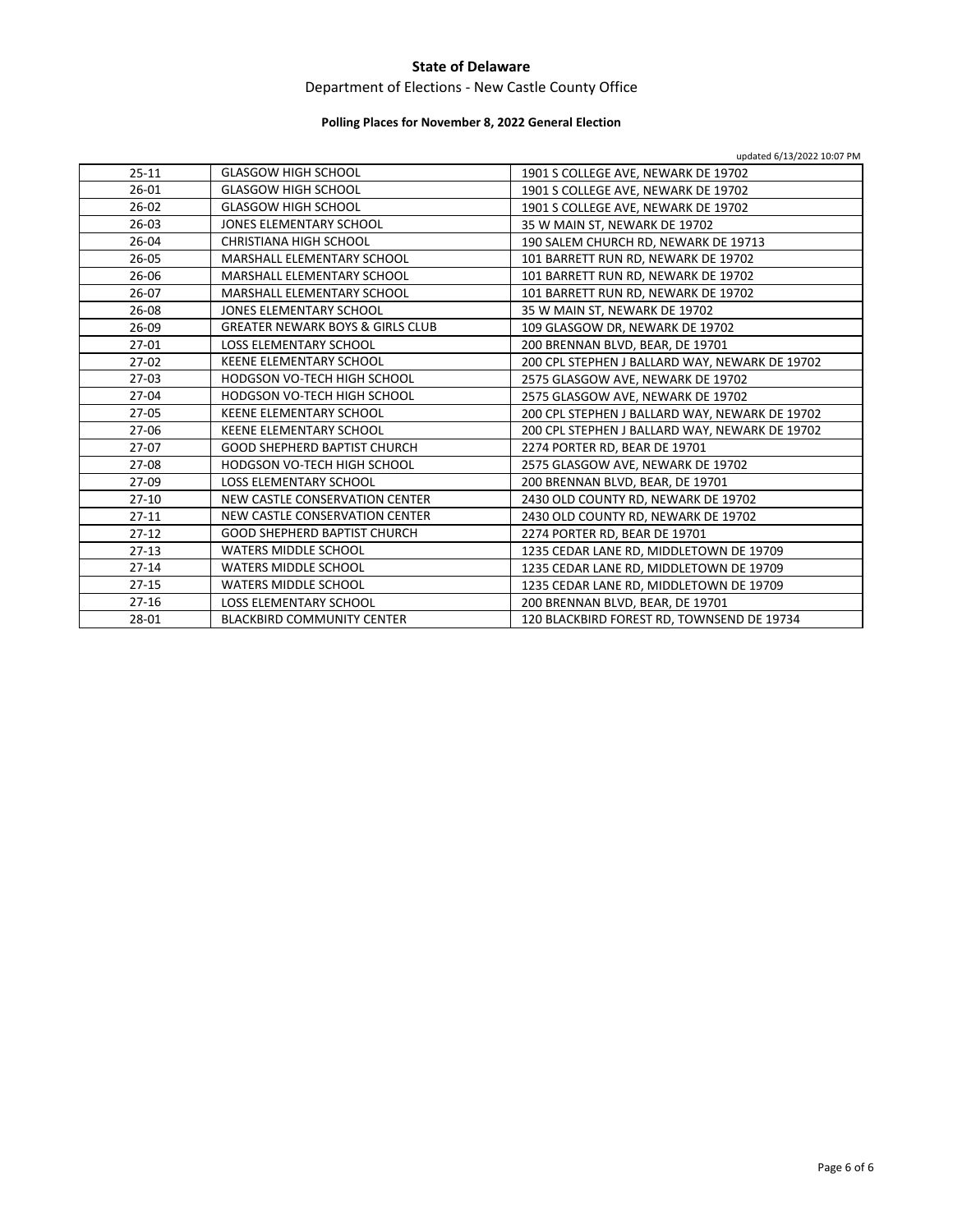**State of Delaware**

Department of Elections - New Castle County Office

**Polling Places for November 8, 2022 General Election**

updated 6/13/2022 10:07 PM

| | | |
|---|---|---|
| 25-11 | GLASGOW HIGH SCHOOL | 1901 S COLLEGE AVE, NEWARK DE 19702 |
| 26-01 | GLASGOW HIGH SCHOOL | 1901 S COLLEGE AVE, NEWARK DE 19702 |
| 26-02 | GLASGOW HIGH SCHOOL | 1901 S COLLEGE AVE, NEWARK DE 19702 |
| 26-03 | JONES ELEMENTARY SCHOOL | 35 W MAIN ST, NEWARK DE 19702 |
| 26-04 | CHRISTIANA HIGH SCHOOL | 190 SALEM CHURCH RD, NEWARK DE 19713 |
| 26-05 | MARSHALL ELEMENTARY SCHOOL | 101 BARRETT RUN RD, NEWARK DE 19702 |
| 26-06 | MARSHALL ELEMENTARY SCHOOL | 101 BARRETT RUN RD, NEWARK DE 19702 |
| 26-07 | MARSHALL ELEMENTARY SCHOOL | 101 BARRETT RUN RD, NEWARK DE 19702 |
| 26-08 | JONES ELEMENTARY SCHOOL | 35 W MAIN ST, NEWARK DE 19702 |
| 26-09 | GREATER NEWARK BOYS & GIRLS CLUB | 109 GLASGOW DR, NEWARK DE 19702 |
| 27-01 | LOSS ELEMENTARY SCHOOL | 200 BRENNAN BLVD, BEAR, DE 19701 |
| 27-02 | KEENE ELEMENTARY SCHOOL | 200 CPL STEPHEN J BALLARD WAY, NEWARK DE 19702 |
| 27-03 | HODGSON VO-TECH HIGH SCHOOL | 2575 GLASGOW AVE, NEWARK DE 19702 |
| 27-04 | HODGSON VO-TECH HIGH SCHOOL | 2575 GLASGOW AVE, NEWARK DE 19702 |
| 27-05 | KEENE ELEMENTARY SCHOOL | 200 CPL STEPHEN J BALLARD WAY, NEWARK DE 19702 |
| 27-06 | KEENE ELEMENTARY SCHOOL | 200 CPL STEPHEN J BALLARD WAY, NEWARK DE 19702 |
| 27-07 | GOOD SHEPHERD BAPTIST CHURCH | 2274 PORTER RD, BEAR DE 19701 |
| 27-08 | HODGSON VO-TECH HIGH SCHOOL | 2575 GLASGOW AVE, NEWARK DE 19702 |
| 27-09 | LOSS ELEMENTARY SCHOOL | 200 BRENNAN BLVD, BEAR, DE 19701 |
| 27-10 | NEW CASTLE CONSERVATION CENTER | 2430 OLD COUNTY RD, NEWARK DE 19702 |
| 27-11 | NEW CASTLE CONSERVATION CENTER | 2430 OLD COUNTY RD, NEWARK DE 19702 |
| 27-12 | GOOD SHEPHERD BAPTIST CHURCH | 2274 PORTER RD, BEAR DE 19701 |
| 27-13 | WATERS MIDDLE SCHOOL | 1235 CEDAR LANE RD, MIDDLETOWN DE 19709 |
| 27-14 | WATERS MIDDLE SCHOOL | 1235 CEDAR LANE RD, MIDDLETOWN DE 19709 |
| 27-15 | WATERS MIDDLE SCHOOL | 1235 CEDAR LANE RD, MIDDLETOWN DE 19709 |
| 27-16 | LOSS ELEMENTARY SCHOOL | 200 BRENNAN BLVD, BEAR, DE 19701 |
| 28-01 | BLACKBIRD COMMUNITY CENTER | 120 BLACKBIRD FOREST RD, TOWNSEND DE 19734 |